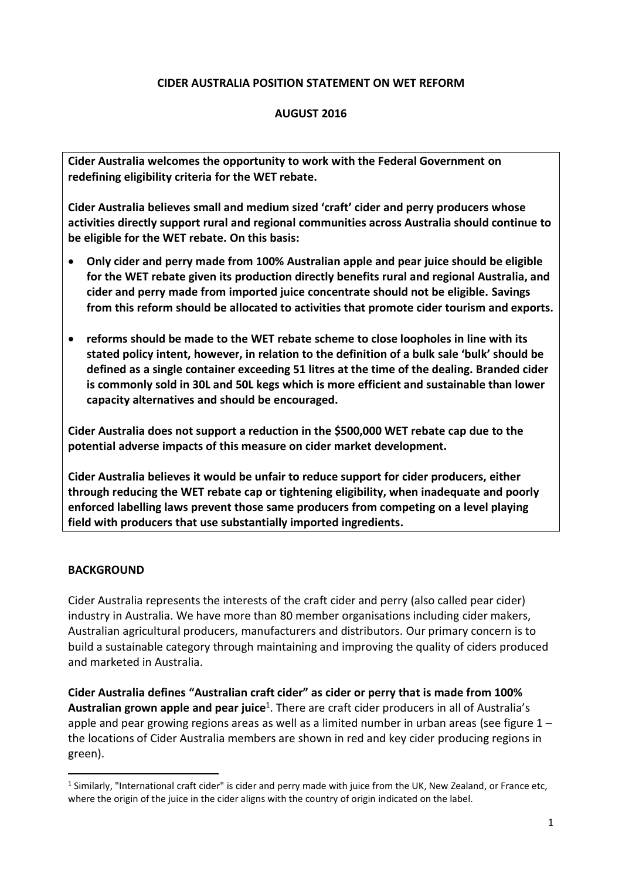**CIDER AUSTRALIA POSITION STATEMENT ON WET REFORM**

**AUGUST 2016**

**Cider Australia welcomes the opportunity to work with the Federal Government on redefining eligibility criteria for the WET rebate.**

**Cider Australia believes small and medium sized 'craft' cider and perry producers whose activities directly support rural and regional communities across Australia should continue to be eligible for the WET rebate. On this basis:**

- **Only cider and perry made from 100% Australian apple and pear juice should be eligible for the WET rebate given its production directly benefits rural and regional Australia, and cider and perry made from imported juice concentrate should not be eligible. Savings from this reform should be allocated to activities that promote cider tourism and exports.**

- **reforms should be made to the WET rebate scheme to close loopholes in line with its stated policy intent, however, in relation to the definition of a bulk sale 'bulk' should be defined as a single container exceeding 51 litres at the time of the dealing. Branded cider is commonly sold in 30L and 50L kegs which is more efficient and sustainable than lower capacity alternatives and should be encouraged.**

**Cider Australia does not support a reduction in the $500,000 WET rebate cap due to the potential adverse impacts of this measure on cider market development.**

**Cider Australia believes it would be unfair to reduce support for cider producers, either through reducing the WET rebate cap or tightening eligibility, when inadequate and poorly enforced labelling laws prevent those same producers from competing on a level playing field with producers that use substantially imported ingredients.**

## BACKGROUND

Cider Australia represents the interests of the craft cider and perry (also called pear cider) industry in Australia. We have more than 80 member organisations including cider makers, Australian agricultural producers, manufacturers and distributors. Our primary concern is to build a sustainable category through maintaining and improving the quality of ciders produced and marketed in Australia.

**Cider Australia defines "Australian craft cider" as cider or perry that is made from 100% Australian grown apple and pear juice**[1]. There are craft cider producers in all of Australia's apple and pear growing regions areas as well as a limited number in urban areas (see figure 1 – the locations of Cider Australia members are shown in red and key cider producing regions in green).

[1] Similarly, "International craft cider" is cider and perry made with juice from the UK, New Zealand, or France etc, where the origin of the juice in the cider aligns with the country of origin indicated on the label.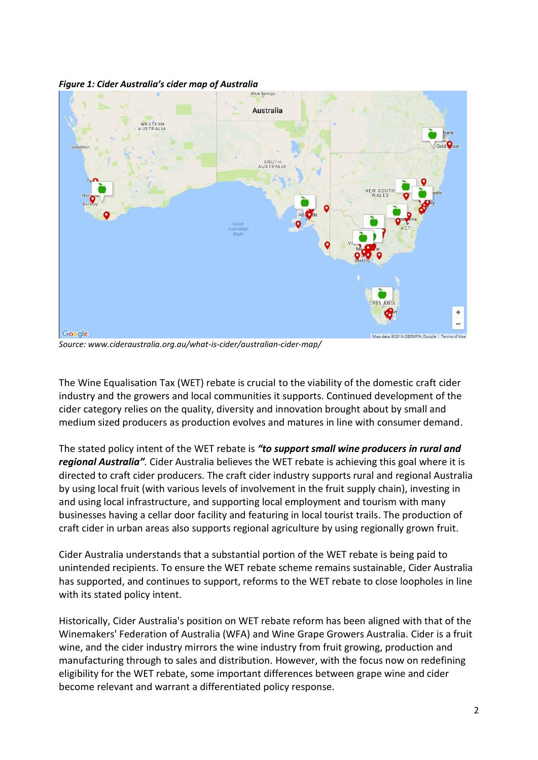***Figure 1: Cider Australia's cider map of Australia***

*Source: www.cideraustralia.org.au/what-is-cider/australian-cider-map/*

The Wine Equalisation Tax (WET) rebate is crucial to the viability of the domestic craft cider industry and the growers and local communities it supports. Continued development of the cider category relies on the quality, diversity and innovation brought about by small and medium sized producers as production evolves and matures in line with consumer demand.

The stated policy intent of the WET rebate is ***"to support small wine producers in rural and regional Australia"***. Cider Australia believes the WET rebate is achieving this goal where it is directed to craft cider producers. The craft cider industry supports rural and regional Australia by using local fruit (with various levels of involvement in the fruit supply chain), investing in and using local infrastructure, and supporting local employment and tourism with many businesses having a cellar door facility and featuring in local tourist trails. The production of craft cider in urban areas also supports regional agriculture by using regionally grown fruit.

Cider Australia understands that a substantial portion of the WET rebate is being paid to unintended recipients. To ensure the WET rebate scheme remains sustainable, Cider Australia has supported, and continues to support, reforms to the WET rebate to close loopholes in line with its stated policy intent.

Historically, Cider Australia's position on WET rebate reform has been aligned with that of the Winemakers' Federation of Australia (WFA) and Wine Grape Growers Australia. Cider is a fruit wine, and the cider industry mirrors the wine industry from fruit growing, production and manufacturing through to sales and distribution. However, with the focus now on redefining eligibility for the WET rebate, some important differences between grape wine and cider become relevant and warrant a differentiated policy response.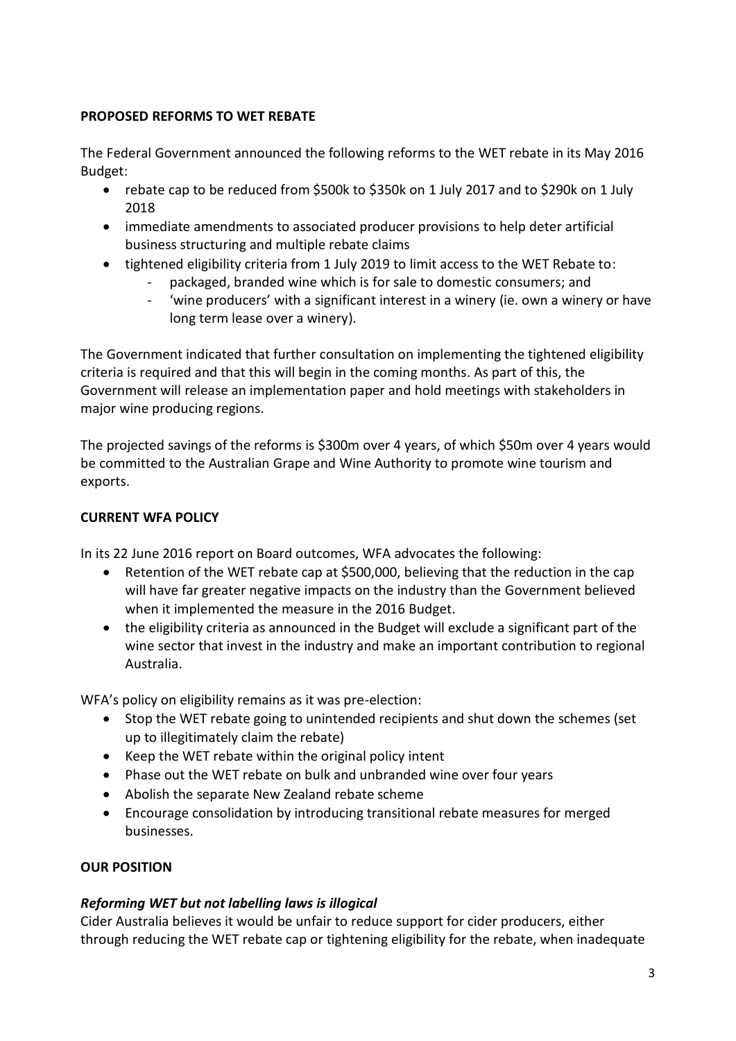**PROPOSED REFORMS TO WET REBATE**

The Federal Government announced the following reforms to the WET rebate in its May 2016 Budget:

- rebate cap to be reduced from $500k to $350k on 1 July 2017 and to $290k on 1 July 2018
- immediate amendments to associated producer provisions to help deter artificial business structuring and multiple rebate claims
- tightened eligibility criteria from 1 July 2019 to limit access to the WET Rebate to:
  - packaged, branded wine which is for sale to domestic consumers; and
  - 'wine producers' with a significant interest in a winery (ie. own a winery or have long term lease over a winery).

The Government indicated that further consultation on implementing the tightened eligibility criteria is required and that this will begin in the coming months. As part of this, the Government will release an implementation paper and hold meetings with stakeholders in major wine producing regions.

The projected savings of the reforms is $300m over 4 years, of which $50m over 4 years would be committed to the Australian Grape and Wine Authority to promote wine tourism and exports.

**CURRENT WFA POLICY**

In its 22 June 2016 report on Board outcomes, WFA advocates the following:

- Retention of the WET rebate cap at $500,000, believing that the reduction in the cap will have far greater negative impacts on the industry than the Government believed when it implemented the measure in the 2016 Budget.
- the eligibility criteria as announced in the Budget will exclude a significant part of the wine sector that invest in the industry and make an important contribution to regional Australia.

WFA's policy on eligibility remains as it was pre-election:

- Stop the WET rebate going to unintended recipients and shut down the schemes (set up to illegitimately claim the rebate)
- Keep the WET rebate within the original policy intent
- Phase out the WET rebate on bulk and unbranded wine over four years
- Abolish the separate New Zealand rebate scheme
- Encourage consolidation by introducing transitional rebate measures for merged businesses.

**OUR POSITION**

***Reforming WET but not labelling laws is illogical***

Cider Australia believes it would be unfair to reduce support for cider producers, either through reducing the WET rebate cap or tightening eligibility for the rebate, when inadequate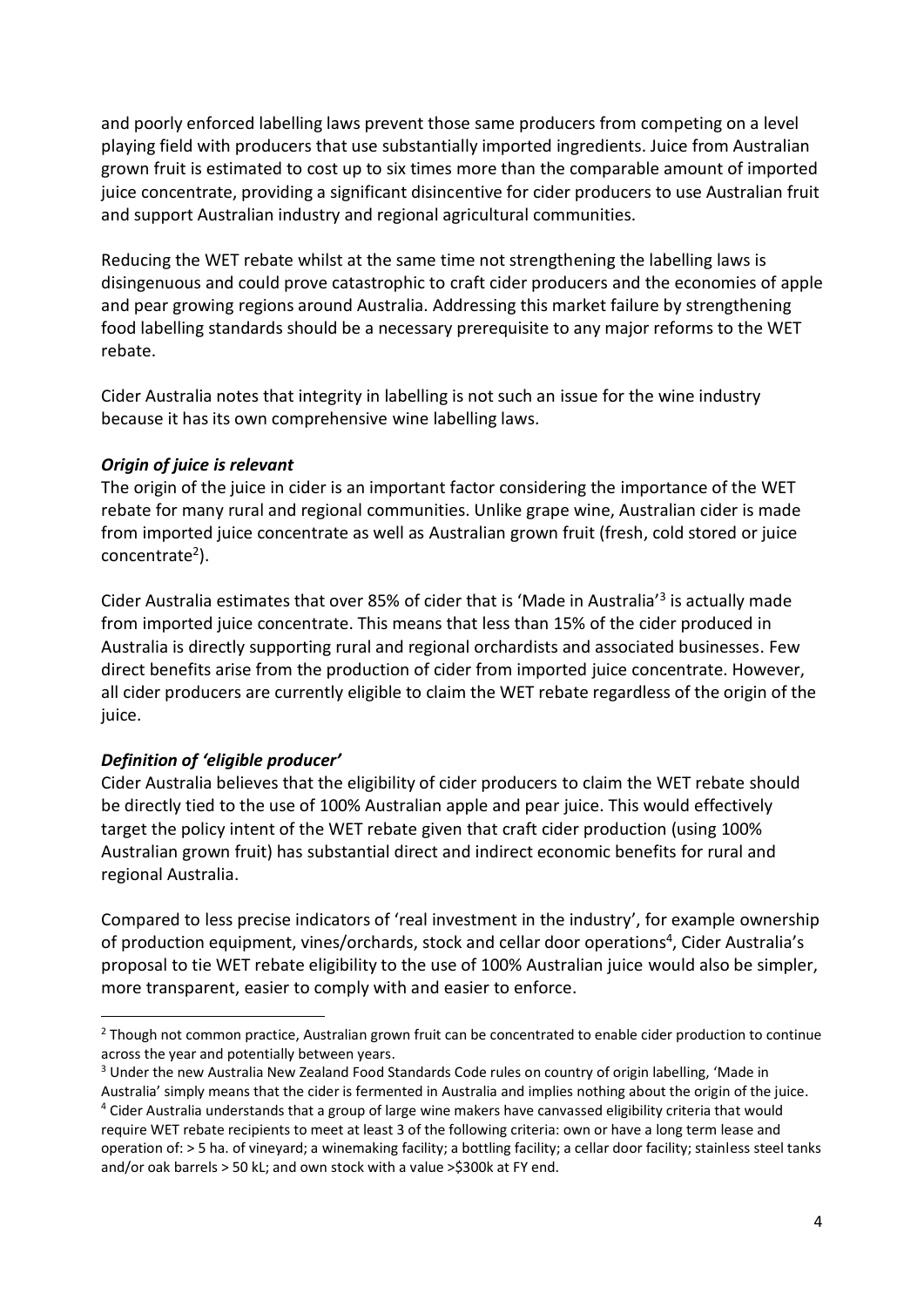and poorly enforced labelling laws prevent those same producers from competing on a level playing field with producers that use substantially imported ingredients. Juice from Australian grown fruit is estimated to cost up to six times more than the comparable amount of imported juice concentrate, providing a significant disincentive for cider producers to use Australian fruit and support Australian industry and regional agricultural communities.

Reducing the WET rebate whilst at the same time not strengthening the labelling laws is disingenuous and could prove catastrophic to craft cider producers and the economies of apple and pear growing regions around Australia. Addressing this market failure by strengthening food labelling standards should be a necessary prerequisite to any major reforms to the WET rebate.

Cider Australia notes that integrity in labelling is not such an issue for the wine industry because it has its own comprehensive wine labelling laws.

***Origin of juice is relevant***

The origin of the juice in cider is an important factor considering the importance of the WET rebate for many rural and regional communities. Unlike grape wine, Australian cider is made from imported juice concentrate as well as Australian grown fruit (fresh, cold stored or juice concentrate[2]).

Cider Australia estimates that over 85% of cider that is 'Made in Australia'[3] is actually made from imported juice concentrate. This means that less than 15% of the cider produced in Australia is directly supporting rural and regional orchardists and associated businesses. Few direct benefits arise from the production of cider from imported juice concentrate. However, all cider producers are currently eligible to claim the WET rebate regardless of the origin of the juice.

***Definition of 'eligible producer'***

Cider Australia believes that the eligibility of cider producers to claim the WET rebate should be directly tied to the use of 100% Australian apple and pear juice. This would effectively target the policy intent of the WET rebate given that craft cider production (using 100% Australian grown fruit) has substantial direct and indirect economic benefits for rural and regional Australia.

Compared to less precise indicators of 'real investment in the industry', for example ownership of production equipment, vines/orchards, stock and cellar door operations[4], Cider Australia's proposal to tie WET rebate eligibility to the use of 100% Australian juice would also be simpler, more transparent, easier to comply with and easier to enforce.

---

[2] Though not common practice, Australian grown fruit can be concentrated to enable cider production to continue across the year and potentially between years.

[3] Under the new Australia New Zealand Food Standards Code rules on country of origin labelling, 'Made in Australia' simply means that the cider is fermented in Australia and implies nothing about the origin of the juice.

[4] Cider Australia understands that a group of large wine makers have canvassed eligibility criteria that would require WET rebate recipients to meet at least 3 of the following criteria: own or have a long term lease and operation of: > 5 ha. of vineyard; a winemaking facility; a bottling facility; a cellar door facility; stainless steel tanks and/or oak barrels > 50 kL; and own stock with a value >$300k at FY end.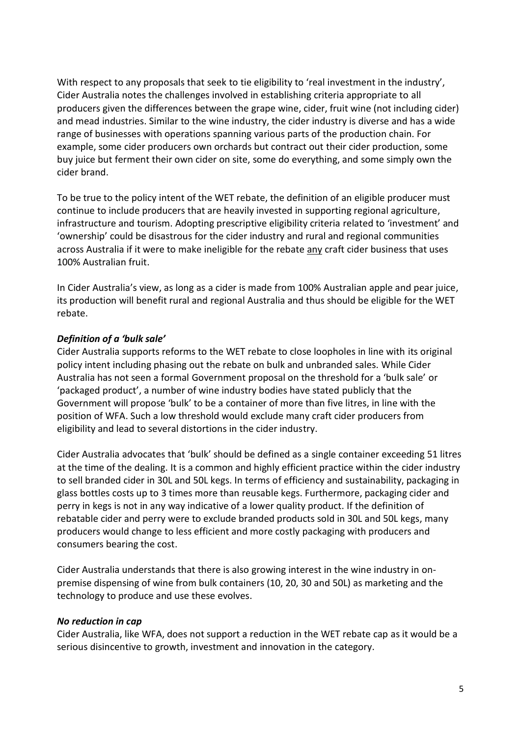With respect to any proposals that seek to tie eligibility to 'real investment in the industry', Cider Australia notes the challenges involved in establishing criteria appropriate to all producers given the differences between the grape wine, cider, fruit wine (not including cider) and mead industries. Similar to the wine industry, the cider industry is diverse and has a wide range of businesses with operations spanning various parts of the production chain. For example, some cider producers own orchards but contract out their cider production, some buy juice but ferment their own cider on site, some do everything, and some simply own the cider brand.

To be true to the policy intent of the WET rebate, the definition of an eligible producer must continue to include producers that are heavily invested in supporting regional agriculture, infrastructure and tourism. Adopting prescriptive eligibility criteria related to 'investment' and 'ownership' could be disastrous for the cider industry and rural and regional communities across Australia if it were to make ineligible for the rebate <u>any</u> craft cider business that uses 100% Australian fruit.

In Cider Australia's view, as long as a cider is made from 100% Australian apple and pear juice, its production will benefit rural and regional Australia and thus should be eligible for the WET rebate.

***Definition of a 'bulk sale'***

Cider Australia supports reforms to the WET rebate to close loopholes in line with its original policy intent including phasing out the rebate on bulk and unbranded sales. While Cider Australia has not seen a formal Government proposal on the threshold for a 'bulk sale' or 'packaged product', a number of wine industry bodies have stated publicly that the Government will propose 'bulk' to be a container of more than five litres, in line with the position of WFA. Such a low threshold would exclude many craft cider producers from eligibility and lead to several distortions in the cider industry.

Cider Australia advocates that 'bulk' should be defined as a single container exceeding 51 litres at the time of the dealing. It is a common and highly efficient practice within the cider industry to sell branded cider in 30L and 50L kegs. In terms of efficiency and sustainability, packaging in glass bottles costs up to 3 times more than reusable kegs. Furthermore, packaging cider and perry in kegs is not in any way indicative of a lower quality product. If the definition of rebatable cider and perry were to exclude branded products sold in 30L and 50L kegs, many producers would change to less efficient and more costly packaging with producers and consumers bearing the cost.

Cider Australia understands that there is also growing interest in the wine industry in on-premise dispensing of wine from bulk containers (10, 20, 30 and 50L) as marketing and the technology to produce and use these evolves.

***No reduction in cap***

Cider Australia, like WFA, does not support a reduction in the WET rebate cap as it would be a serious disincentive to growth, investment and innovation in the category.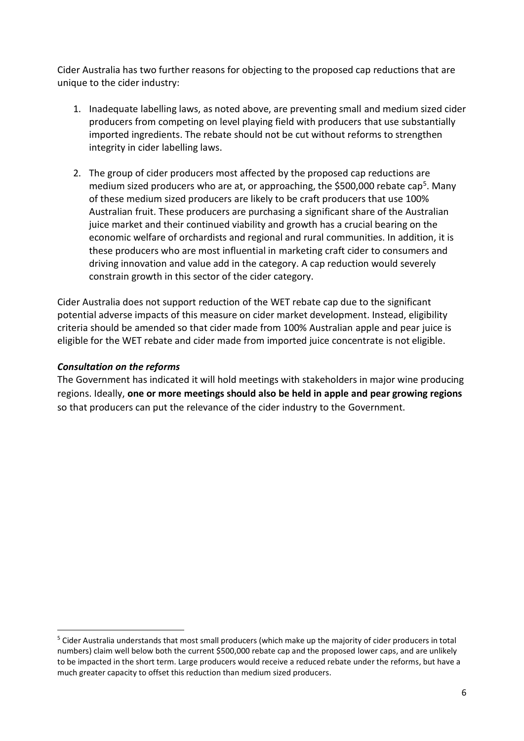Cider Australia has two further reasons for objecting to the proposed cap reductions that are unique to the cider industry:

1. Inadequate labelling laws, as noted above, are preventing small and medium sized cider producers from competing on level playing field with producers that use substantially imported ingredients. The rebate should not be cut without reforms to strengthen integrity in cider labelling laws.

2. The group of cider producers most affected by the proposed cap reductions are medium sized producers who are at, or approaching, the $500,000 rebate cap[5]. Many of these medium sized producers are likely to be craft producers that use 100% Australian fruit. These producers are purchasing a significant share of the Australian juice market and their continued viability and growth has a crucial bearing on the economic welfare of orchardists and regional and rural communities. In addition, it is these producers who are most influential in marketing craft cider to consumers and driving innovation and value add in the category. A cap reduction would severely constrain growth in this sector of the cider category.

Cider Australia does not support reduction of the WET rebate cap due to the significant potential adverse impacts of this measure on cider market development. Instead, eligibility criteria should be amended so that cider made from 100% Australian apple and pear juice is eligible for the WET rebate and cider made from imported juice concentrate is not eligible.

***Consultation on the reforms***

The Government has indicated it will hold meetings with stakeholders in major wine producing regions. Ideally, **one or more meetings should also be held in apple and pear growing regions** so that producers can put the relevance of the cider industry to the Government.

[5] Cider Australia understands that most small producers (which make up the majority of cider producers in total numbers) claim well below both the current $500,000 rebate cap and the proposed lower caps, and are unlikely to be impacted in the short term. Large producers would receive a reduced rebate under the reforms, but have a much greater capacity to offset this reduction than medium sized producers.